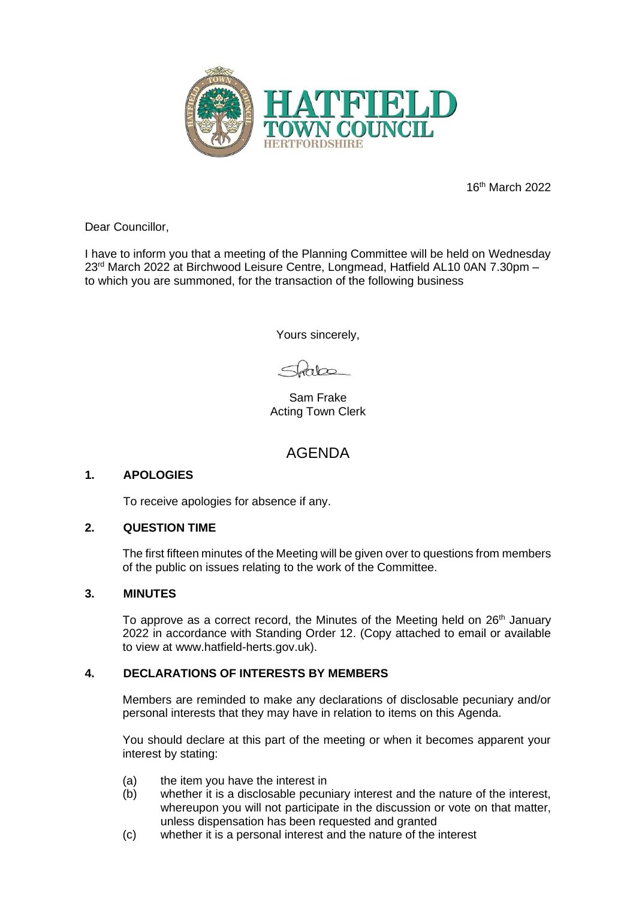# HATFIELD TOWN COUNCIL
HERTFORDSHIRE

16th March 2022

Dear Councillor,

I have to inform you that a meeting of the Planning Committee will be held on Wednesday 23rd March 2022 at Birchwood Leisure Centre, Longmead, Hatfield AL10 0AN 7.30pm – to which you are summoned, for the transaction of the following business

Yours sincerely,

Sam Frake
Acting Town Clerk

## AGENDA

### 1. APOLOGIES

To receive apologies for absence if any.

### 2. QUESTION TIME

The first fifteen minutes of the Meeting will be given over to questions from members of the public on issues relating to the work of the Committee.

### 3. MINUTES

To approve as a correct record, the Minutes of the Meeting held on 26th January 2022 in accordance with Standing Order 12. (Copy attached to email or available to view at www.hatfield-herts.gov.uk).

### 4. DECLARATIONS OF INTERESTS BY MEMBERS

Members are reminded to make any declarations of disclosable pecuniary and/or personal interests that they may have in relation to items on this Agenda.

You should declare at this part of the meeting or when it becomes apparent your interest by stating:

(a) the item you have the interest in
(b) whether it is a disclosable pecuniary interest and the nature of the interest, whereupon you will not participate in the discussion or vote on that matter, unless dispensation has been requested and granted
(c) whether it is a personal interest and the nature of the interest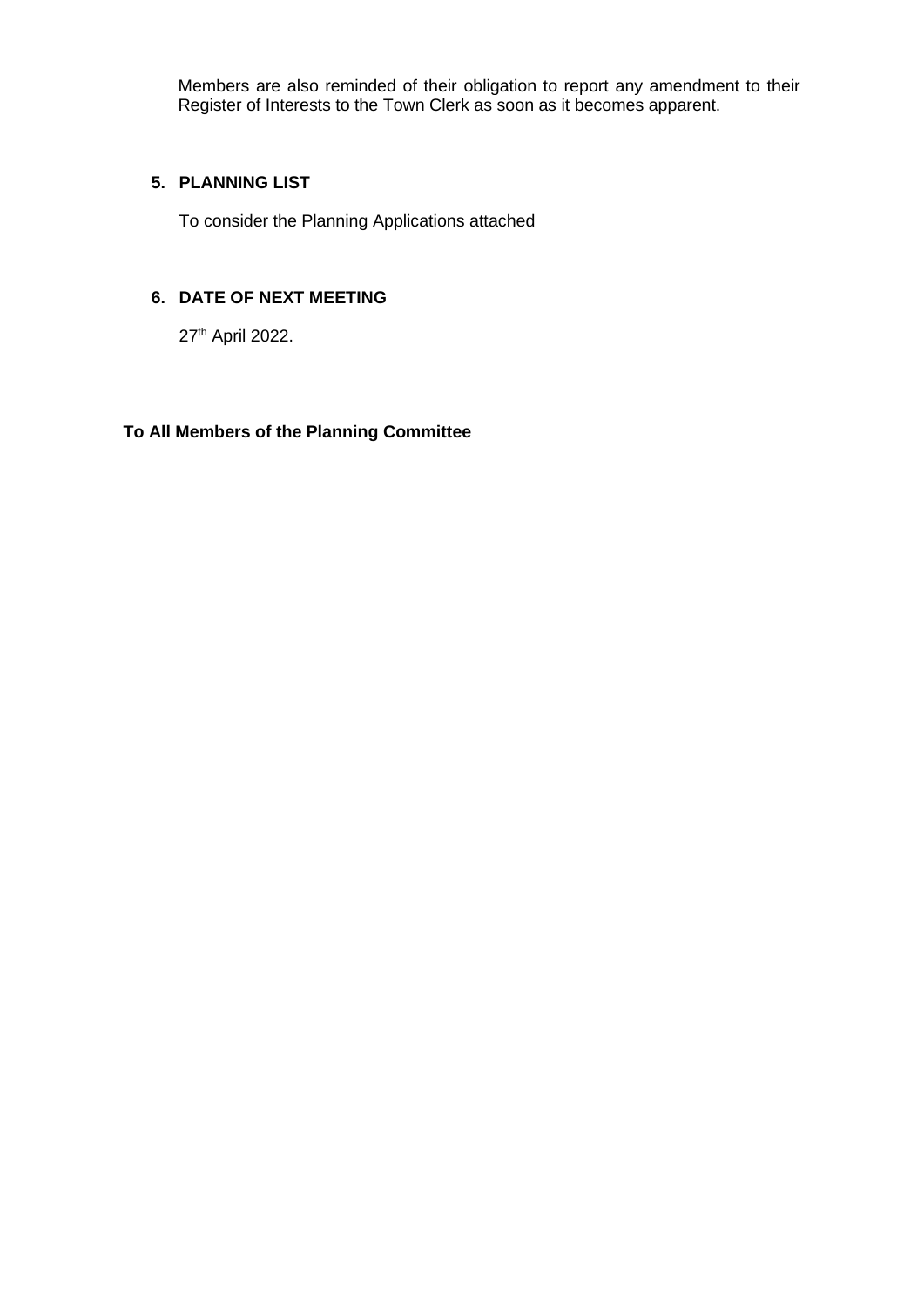Members are also reminded of their obligation to report any amendment to their Register of Interests to the Town Clerk as soon as it becomes apparent.

## 5. PLANNING LIST

To consider the Planning Applications attached

## 6. DATE OF NEXT MEETING

27th April 2022.

**To All Members of the Planning Committee**